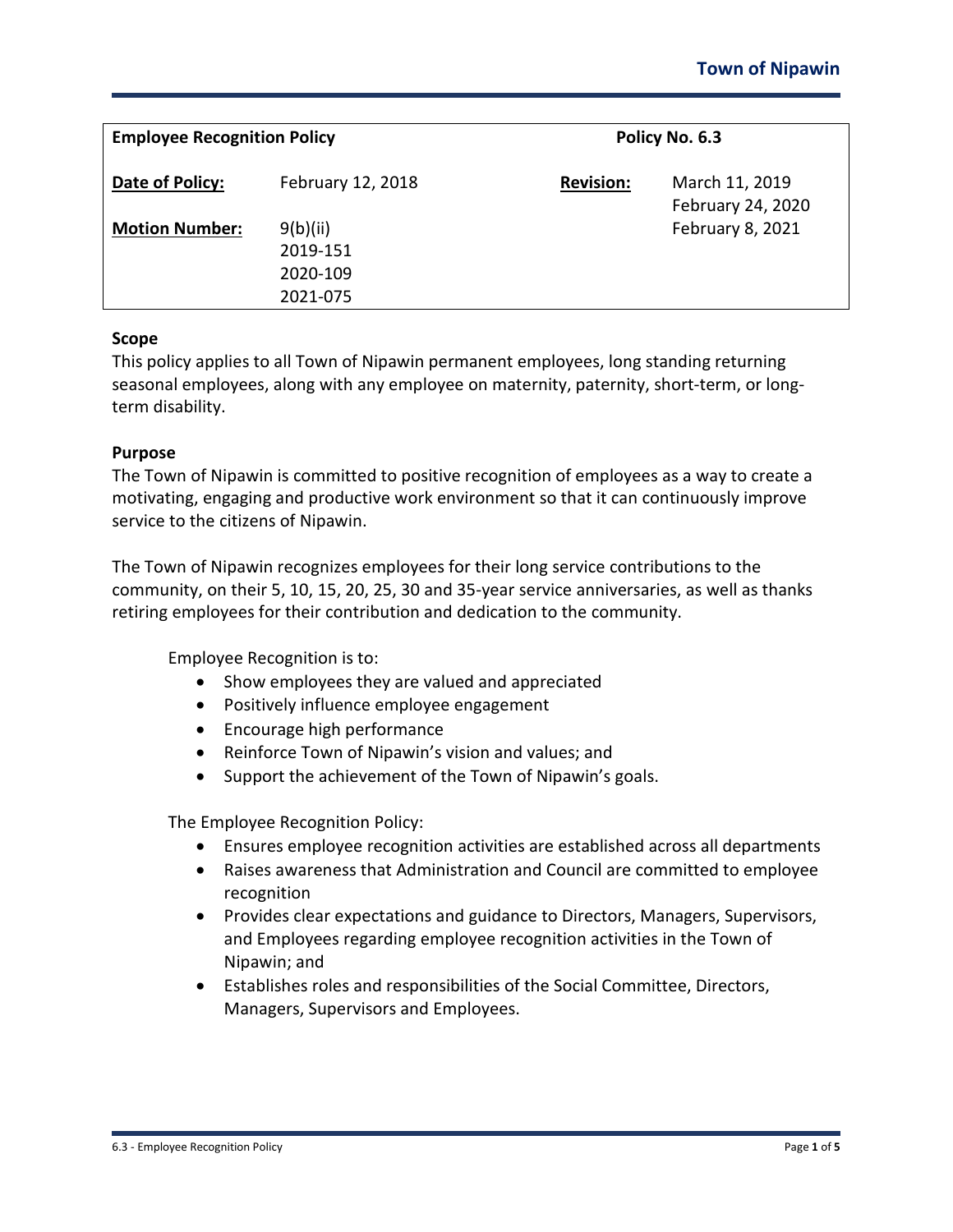| **Employee Recognition Policy** | | **Policy No. 6.3** | |
|---|---|---|---|
| **Date of Policy:** | February 12, 2018 | **Revision:** | March 11, 2019<br>February 24, 2020<br>February 8, 2021 |
| **Motion Number:** | 9(b)(ii)<br>2019-151<br>2020-109<br>2021-075 | | |

### Scope

This policy applies to all Town of Nipawin permanent employees, long standing returning seasonal employees, along with any employee on maternity, paternity, short-term, or long-term disability.

### Purpose

The Town of Nipawin is committed to positive recognition of employees as a way to create a motivating, engaging and productive work environment so that it can continuously improve service to the citizens of Nipawin.

The Town of Nipawin recognizes employees for their long service contributions to the community, on their 5, 10, 15, 20, 25, 30 and 35-year service anniversaries, as well as thanks retiring employees for their contribution and dedication to the community.

Employee Recognition is to:

- Show employees they are valued and appreciated
- Positively influence employee engagement
- Encourage high performance
- Reinforce Town of Nipawin's vision and values; and
- Support the achievement of the Town of Nipawin's goals.

The Employee Recognition Policy:

- Ensures employee recognition activities are established across all departments
- Raises awareness that Administration and Council are committed to employee recognition
- Provides clear expectations and guidance to Directors, Managers, Supervisors, and Employees regarding employee recognition activities in the Town of Nipawin; and
- Establishes roles and responsibilities of the Social Committee, Directors, Managers, Supervisors and Employees.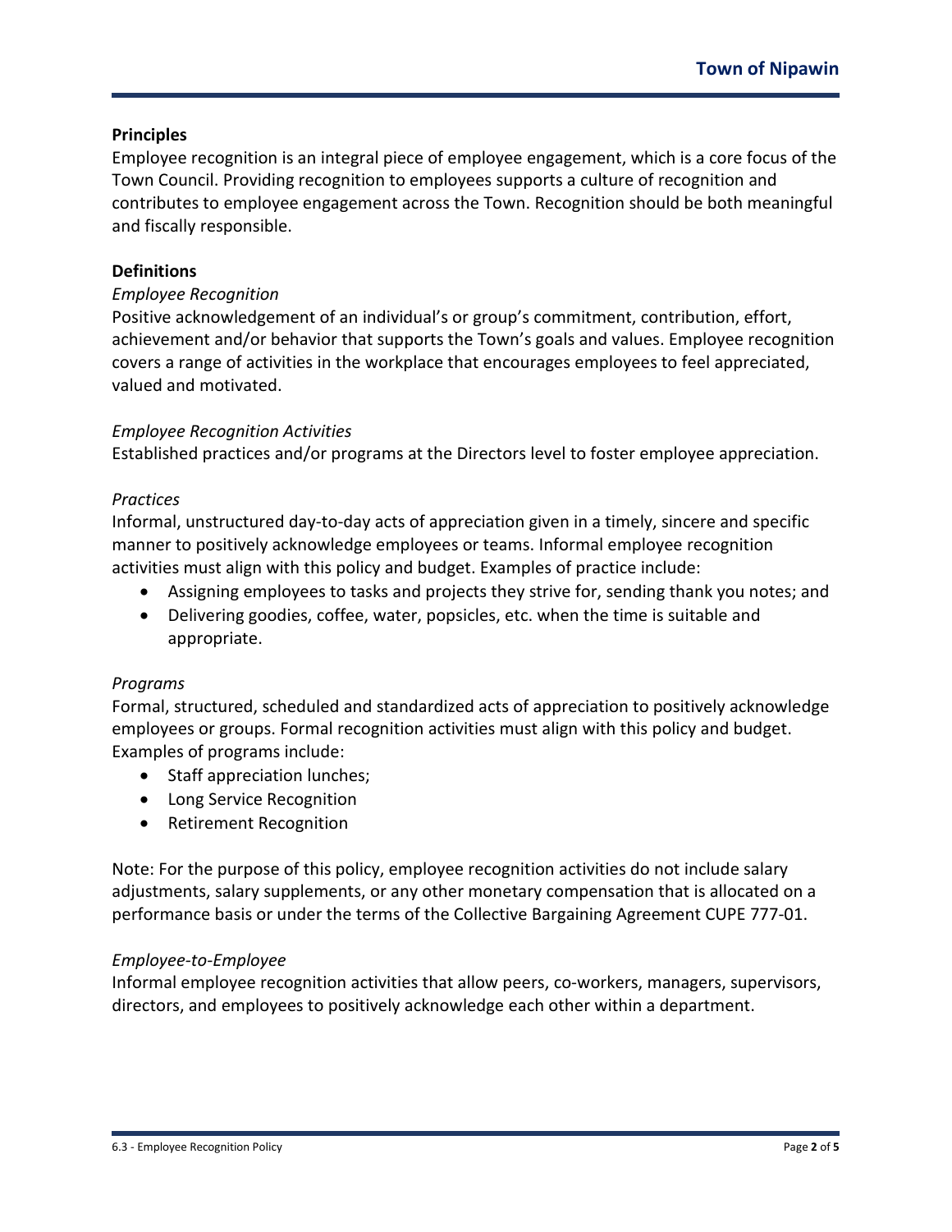**Principles**

Employee recognition is an integral piece of employee engagement, which is a core focus of the Town Council. Providing recognition to employees supports a culture of recognition and contributes to employee engagement across the Town. Recognition should be both meaningful and fiscally responsible.

**Definitions**

*Employee Recognition*

Positive acknowledgement of an individual's or group's commitment, contribution, effort, achievement and/or behavior that supports the Town's goals and values. Employee recognition covers a range of activities in the workplace that encourages employees to feel appreciated, valued and motivated.

*Employee Recognition Activities*

Established practices and/or programs at the Directors level to foster employee appreciation.

*Practices*

Informal, unstructured day-to-day acts of appreciation given in a timely, sincere and specific manner to positively acknowledge employees or teams. Informal employee recognition activities must align with this policy and budget. Examples of practice include:

- Assigning employees to tasks and projects they strive for, sending thank you notes; and
- Delivering goodies, coffee, water, popsicles, etc. when the time is suitable and appropriate.

*Programs*

Formal, structured, scheduled and standardized acts of appreciation to positively acknowledge employees or groups. Formal recognition activities must align with this policy and budget. Examples of programs include:

- Staff appreciation lunches;
- Long Service Recognition
- Retirement Recognition

Note: For the purpose of this policy, employee recognition activities do not include salary adjustments, salary supplements, or any other monetary compensation that is allocated on a performance basis or under the terms of the Collective Bargaining Agreement CUPE 777-01.

*Employee-to-Employee*

Informal employee recognition activities that allow peers, co-workers, managers, supervisors, directors, and employees to positively acknowledge each other within a department.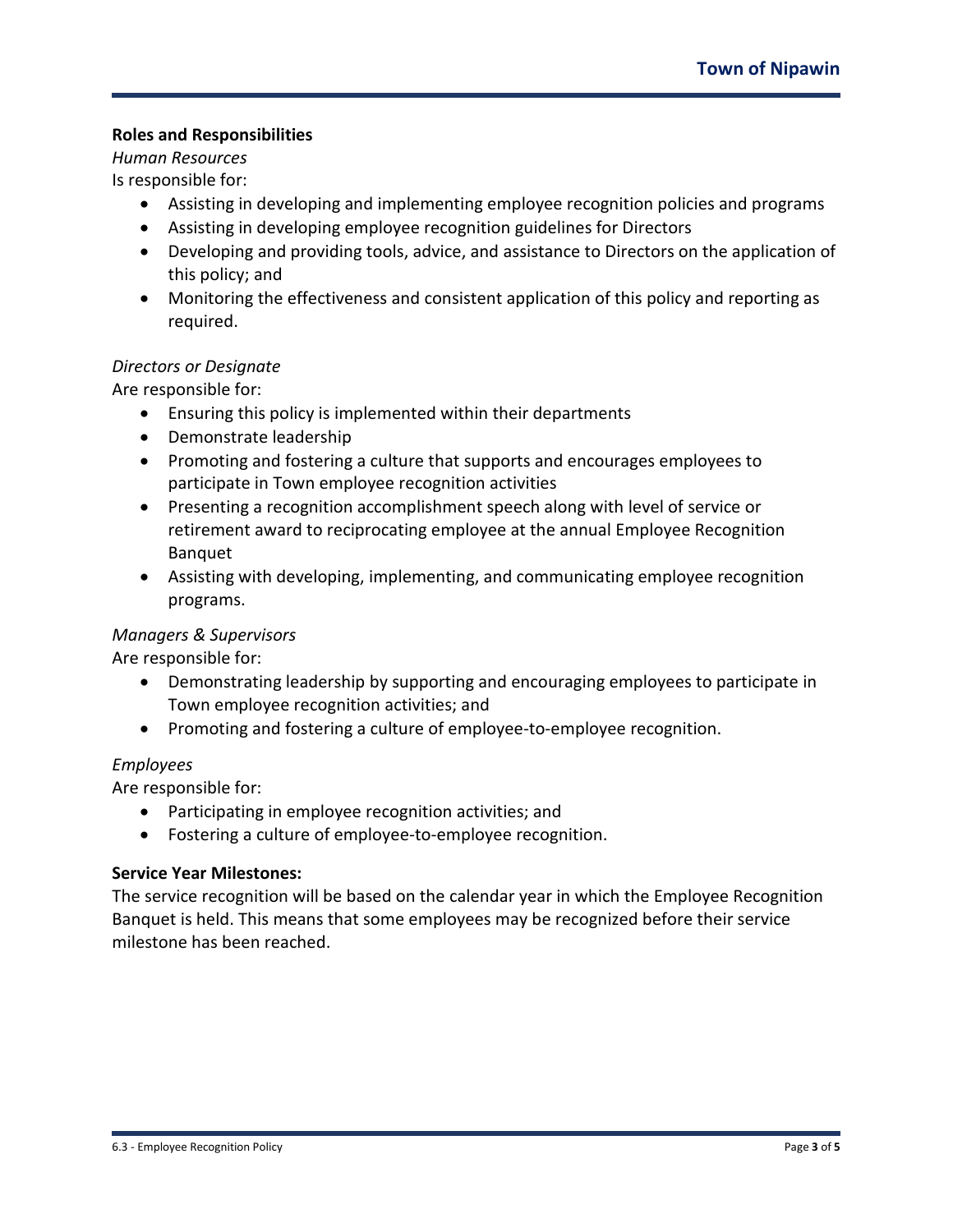**Roles and Responsibilities**

*Human Resources*

Is responsible for:

- Assisting in developing and implementing employee recognition policies and programs
- Assisting in developing employee recognition guidelines for Directors
- Developing and providing tools, advice, and assistance to Directors on the application of this policy; and
- Monitoring the effectiveness and consistent application of this policy and reporting as required.

*Directors or Designate*

Are responsible for:

- Ensuring this policy is implemented within their departments
- Demonstrate leadership
- Promoting and fostering a culture that supports and encourages employees to participate in Town employee recognition activities
- Presenting a recognition accomplishment speech along with level of service or retirement award to reciprocating employee at the annual Employee Recognition Banquet
- Assisting with developing, implementing, and communicating employee recognition programs.

*Managers & Supervisors*

Are responsible for:

- Demonstrating leadership by supporting and encouraging employees to participate in Town employee recognition activities; and
- Promoting and fostering a culture of employee-to-employee recognition.

*Employees*

Are responsible for:

- Participating in employee recognition activities; and
- Fostering a culture of employee-to-employee recognition.

**Service Year Milestones:**

The service recognition will be based on the calendar year in which the Employee Recognition Banquet is held. This means that some employees may be recognized before their service milestone has been reached.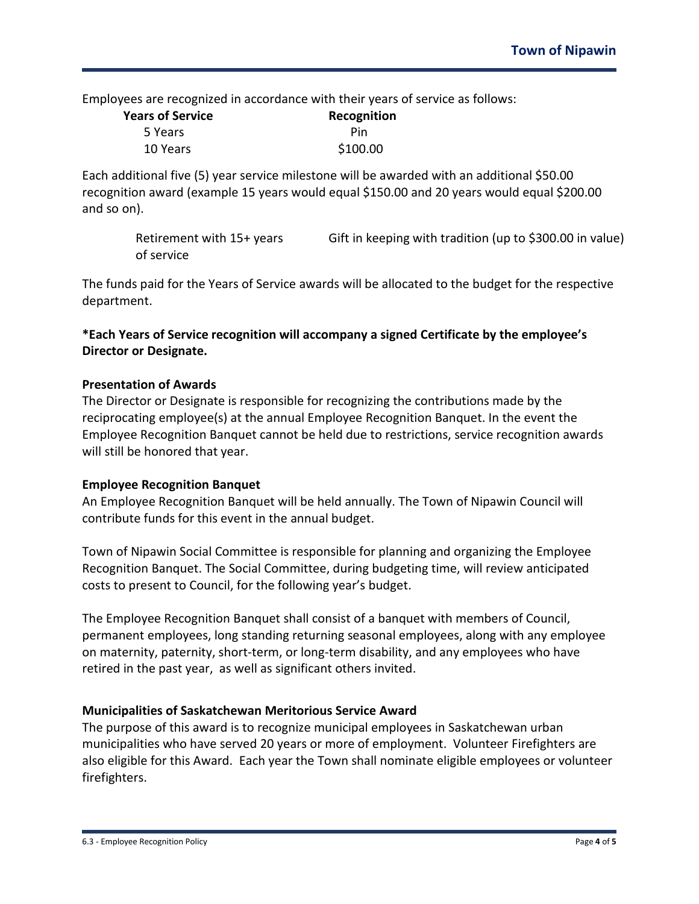Employees are recognized in accordance with their years of service as follows:

| Years of Service | Recognition |
| --- | --- |
| 5 Years | Pin |
| 10 Years | \$100.00 |

Each additional five (5) year service milestone will be awarded with an additional \$50.00 recognition award (example 15 years would equal \$150.00 and 20 years would equal \$200.00 and so on).

| | |
| --- | --- |
| Retirement with 15+ years of service | Gift in keeping with tradition (up to \$300.00 in value) |

The funds paid for the Years of Service awards will be allocated to the budget for the respective department.

**\*Each Years of Service recognition will accompany a signed Certificate by the employee's Director or Designate.**

**Presentation of Awards**

The Director or Designate is responsible for recognizing the contributions made by the reciprocating employee(s) at the annual Employee Recognition Banquet. In the event the Employee Recognition Banquet cannot be held due to restrictions, service recognition awards will still be honored that year.

**Employee Recognition Banquet**

An Employee Recognition Banquet will be held annually. The Town of Nipawin Council will contribute funds for this event in the annual budget.

Town of Nipawin Social Committee is responsible for planning and organizing the Employee Recognition Banquet. The Social Committee, during budgeting time, will review anticipated costs to present to Council, for the following year's budget.

The Employee Recognition Banquet shall consist of a banquet with members of Council, permanent employees, long standing returning seasonal employees, along with any employee on maternity, paternity, short-term, or long-term disability, and any employees who have retired in the past year, as well as significant others invited.

**Municipalities of Saskatchewan Meritorious Service Award**

The purpose of this award is to recognize municipal employees in Saskatchewan urban municipalities who have served 20 years or more of employment. Volunteer Firefighters are also eligible for this Award. Each year the Town shall nominate eligible employees or volunteer firefighters.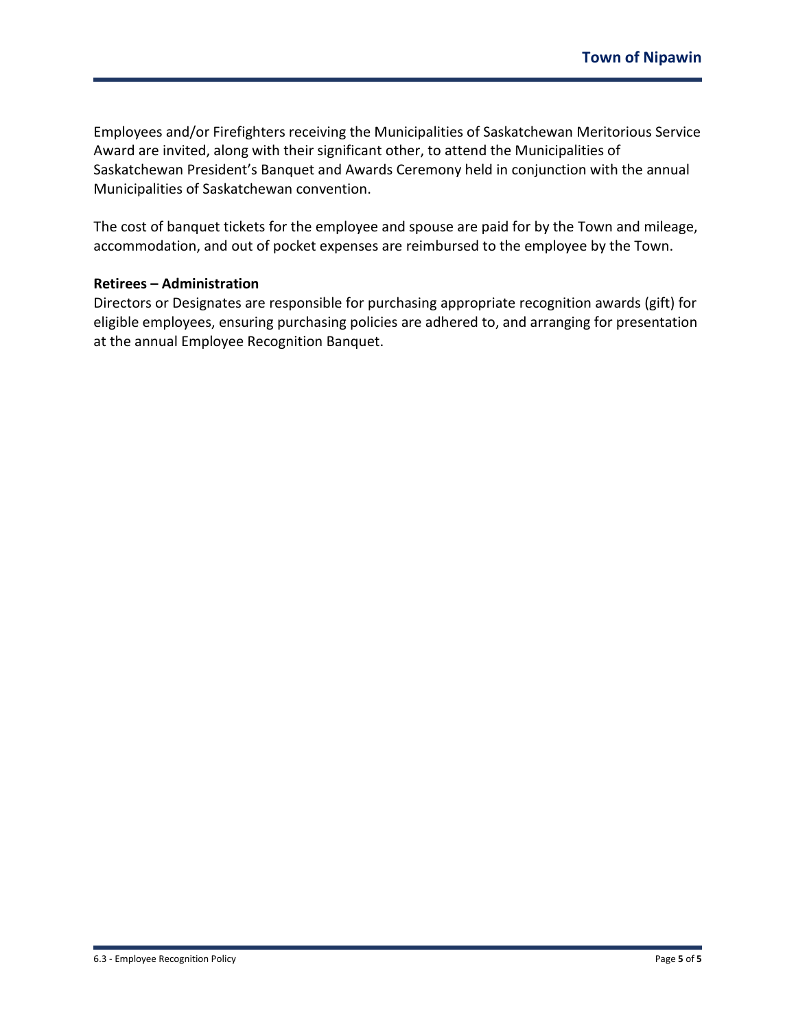Employees and/or Firefighters receiving the Municipalities of Saskatchewan Meritorious Service Award are invited, along with their significant other, to attend the Municipalities of Saskatchewan President's Banquet and Awards Ceremony held in conjunction with the annual Municipalities of Saskatchewan convention.

The cost of banquet tickets for the employee and spouse are paid for by the Town and mileage, accommodation, and out of pocket expenses are reimbursed to the employee by the Town.

**Retirees – Administration**

Directors or Designates are responsible for purchasing appropriate recognition awards (gift) for eligible employees, ensuring purchasing policies are adhered to, and arranging for presentation at the annual Employee Recognition Banquet.